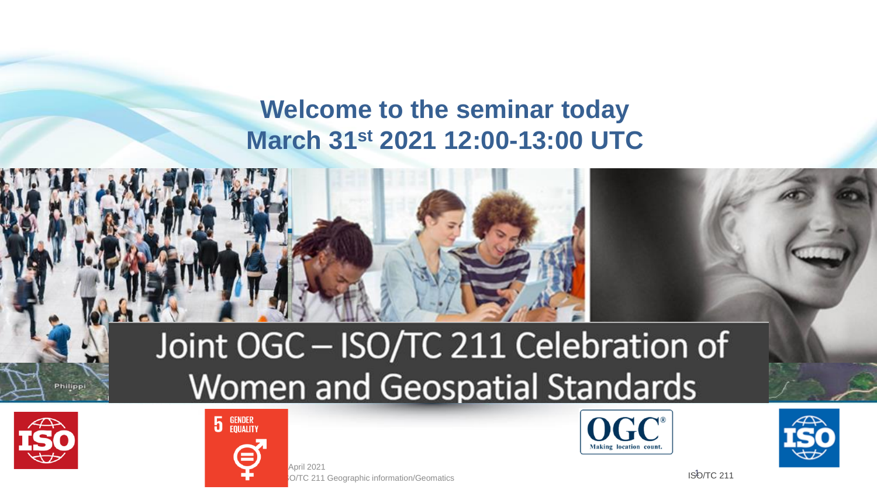# Welcome to the seminar today

## March 31st 2021 12:00-13:00 UTC

# Joint OGC – ISO/TC 211 Celebration of Women and Geospatial Standards

April 2021

ISO/TC 211 Geographic information/Geomatics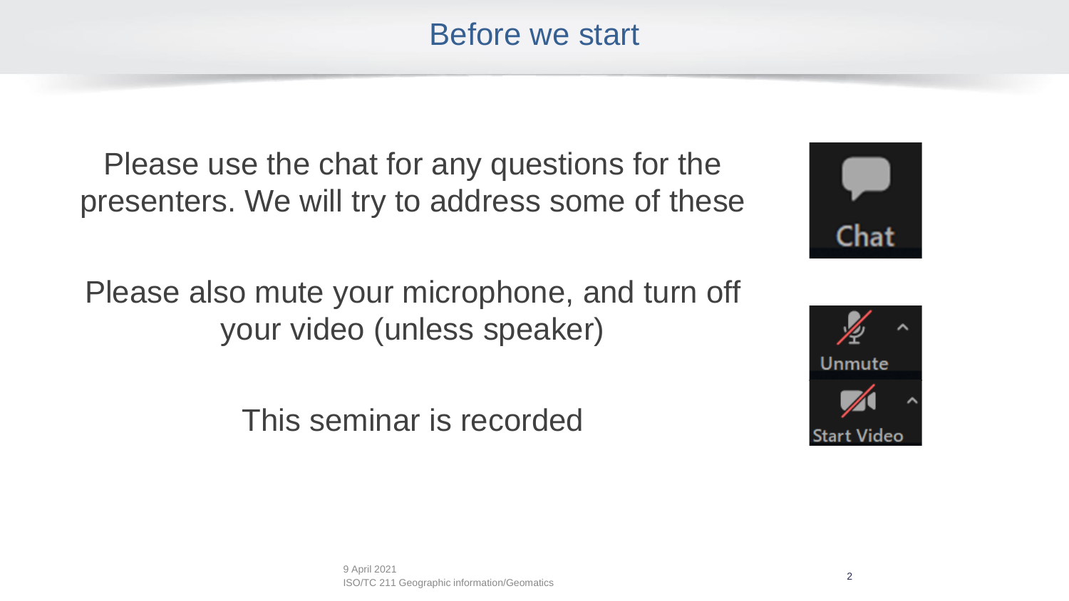# Before we start

Please use the chat for any questions for the presenters. We will try to address some of these

Please also mute your microphone, and turn off your video (unless speaker)

This seminar is recorded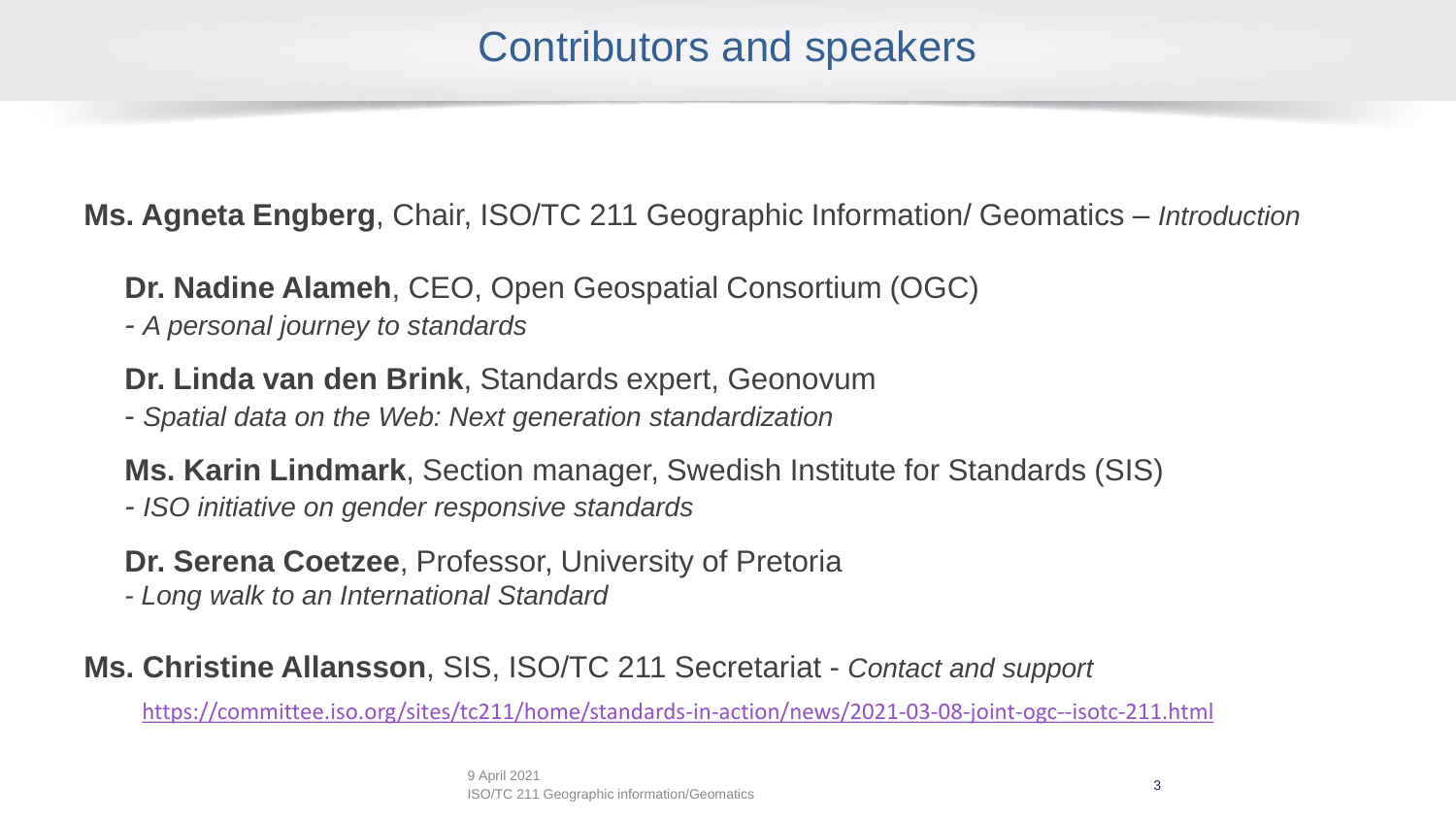# Contributors and speakers

**Ms. Agneta Engberg**, Chair, ISO/TC 211 Geographic Information/ Geomatics – *Introduction*

**Dr. Nadine Alameh**, CEO, Open Geospatial Consortium (OGC)
- *A personal journey to standards*

**Dr. Linda van den Brink**, Standards expert, Geonovum
- *Spatial data on the Web: Next generation standardization*

**Ms. Karin Lindmark**, Section manager, Swedish Institute for Standards (SIS)
- *ISO initiative on gender responsive standards*

**Dr. Serena Coetzee**, Professor, University of Pretoria
- *Long walk to an International Standard*

**Ms. Christine Allansson**, SIS, ISO/TC 211 Secretariat - *Contact and support*

https://committee.iso.org/sites/tc211/home/standards-in-action/news/2021-03-08-joint-ogc--isotc-211.html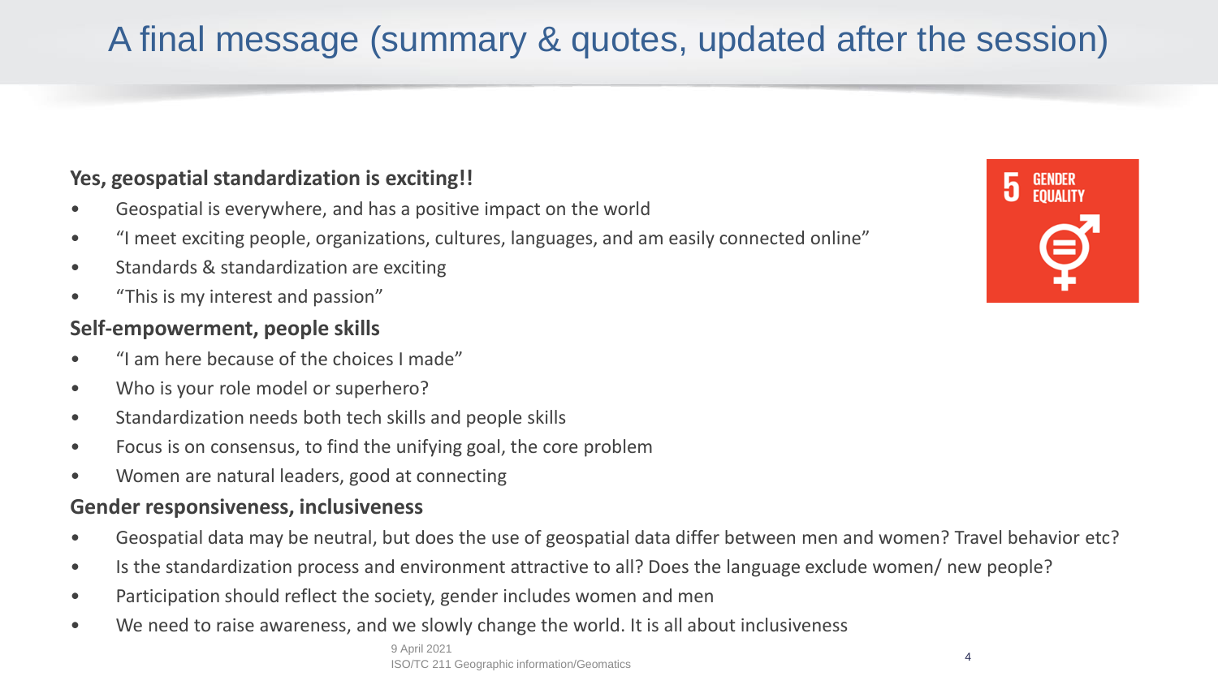# A final message (summary & quotes, updated after the session)

**Yes, geospatial standardization is exciting!!**

- Geospatial is everywhere, and has a positive impact on the world
- "I meet exciting people, organizations, cultures, languages, and am easily connected online"
- Standards & standardization are exciting
- "This is my interest and passion"

**Self-empowerment, people skills**

- "I am here because of the choices I made"
- Who is your role model or superhero?
- Standardization needs both tech skills and people skills
- Focus is on consensus, to find the unifying goal, the core problem
- Women are natural leaders, good at connecting

**Gender responsiveness, inclusiveness**

- Geospatial data may be neutral, but does the use of geospatial data differ between men and women? Travel behavior etc?
- Is the standardization process and environment attractive to all? Does the language exclude women/ new people?
- Participation should reflect the society, gender includes women and men
- We need to raise awareness, and we slowly change the world. It is all about inclusiveness

5 GENDER EQUALITY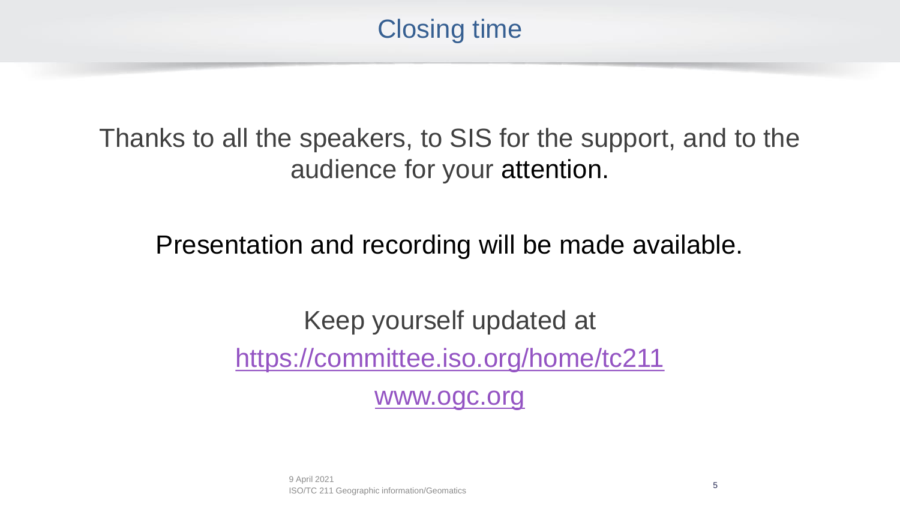# Closing time

Thanks to all the speakers, to SIS for the support, and to the audience for your attention.

Presentation and recording will be made available.

Keep yourself updated at

https://committee.iso.org/home/tc211

www.ogc.org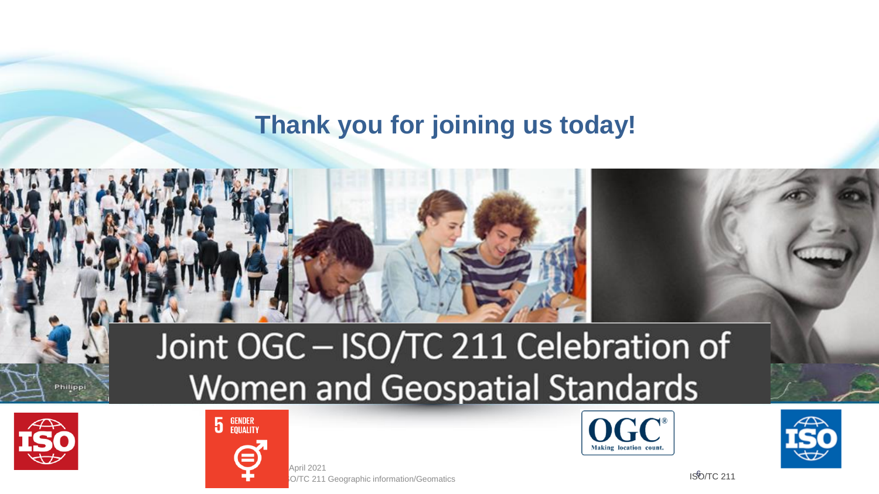# Thank you for joining us today!

Joint OGC – ISO/TC 211 Celebration of Women and Geospatial Standards